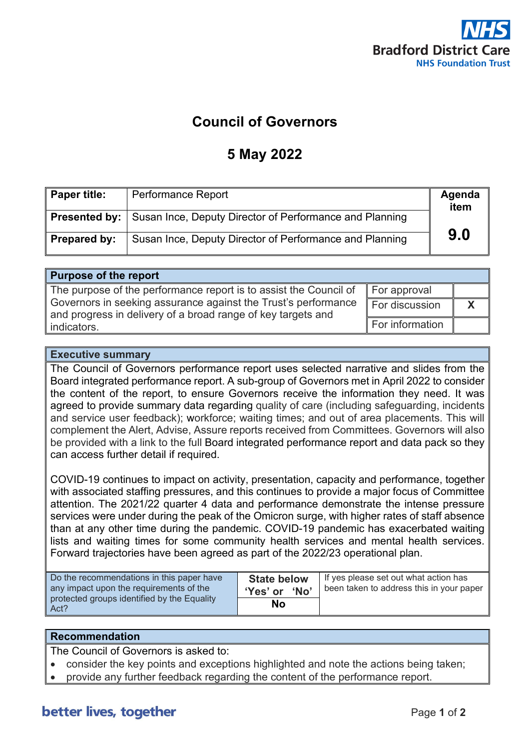NHS

Bradford District Care
NHS Foundation Trust

# Council of Governors

## 5 May 2022

| **Paper title:** | Performance Report | **Agenda item** |
|---|---|---|
| **Presented by:** | Susan Ince, Deputy Director of Performance and Planning | |
| **Prepared by:** | Susan Ince, Deputy Director of Performance and Planning | **9.0** |

| **Purpose of the report** | | |
|---|---|---|
| The purpose of the performance report is to assist the Council of Governors in seeking assurance against the Trust's performance and progress in delivery of a broad range of key targets and indicators. | For approval | |
| | For discussion | **X** |
| | For information | |

**Executive summary**

The Council of Governors performance report uses selected narrative and slides from the Board integrated performance report. A sub-group of Governors met in April 2022 to consider the content of the report, to ensure Governors receive the information they need. It was agreed to provide summary data regarding quality of care (including safeguarding, incidents and service user feedback); workforce; waiting times; and out of area placements. This will complement the Alert, Advise, Assure reports received from Committees. Governors will also be provided with a link to the full Board integrated performance report and data pack so they can access further detail if required.

COVID-19 continues to impact on activity, presentation, capacity and performance, together with associated staffing pressures, and this continues to provide a major focus of Committee attention. The 2021/22 quarter 4 data and performance demonstrate the intense pressure services were under during the peak of the Omicron surge, with higher rates of staff absence than at any other time during the pandemic. COVID-19 pandemic has exacerbated waiting lists and waiting times for some community health services and mental health services. Forward trajectories have been agreed as part of the 2022/23 operational plan.

| Do the recommendations in this paper have any impact upon the requirements of the protected groups identified by the Equality Act? | **State below 'Yes' or 'No'** | If yes please set out what action has been taken to address this in your paper |
|---|---|---|
| | **No** | |

**Recommendation**

The Council of Governors is asked to:

- consider the key points and exceptions highlighted and note the actions being taken;
- provide any further feedback regarding the content of the performance report.

better lives, together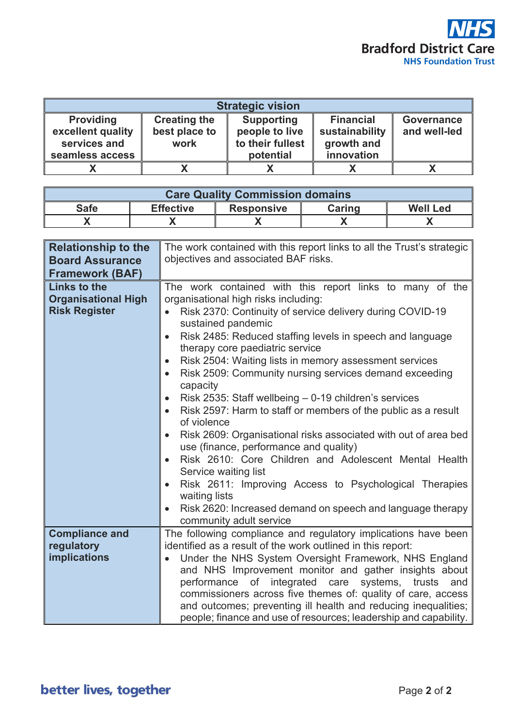| Strategic vision | | | | |
|---|---|---|---|---|
| **Providing excellent quality services and seamless access** | **Creating the best place to work** | **Supporting people to live to their fullest potential** | **Financial sustainability growth and innovation** | **Governance and well-led** |
| X | X | X | X | X |

| Care Quality Commission domains | | | | |
|---|---|---|---|---|
| **Safe** | **Effective** | **Responsive** | **Caring** | **Well Led** |
| X | X | X | X | X |

| | |
|---|---|
| **Relationship to the Board Assurance Framework (BAF)** | The work contained with this report links to all the Trust's strategic objectives and associated BAF risks. |
| **Links to the Organisational High Risk Register** | The work contained with this report links to many of the organisational high risks including:<br>• Risk 2370: Continuity of service delivery during COVID-19 sustained pandemic<br>• Risk 2485: Reduced staffing levels in speech and language therapy core paediatric service<br>• Risk 2504: Waiting lists in memory assessment services<br>• Risk 2509: Community nursing services demand exceeding capacity<br>• Risk 2535: Staff wellbeing – 0-19 children's services<br>• Risk 2597: Harm to staff or members of the public as a result of violence<br>• Risk 2609: Organisational risks associated with out of area bed use (finance, performance and quality)<br>• Risk 2610: Core Children and Adolescent Mental Health Service waiting list<br>• Risk 2611: Improving Access to Psychological Therapies waiting lists<br>• Risk 2620: Increased demand on speech and language therapy community adult service |
| **Compliance and regulatory implications** | The following compliance and regulatory implications have been identified as a result of the work outlined in this report:<br>• Under the NHS System Oversight Framework, NHS England and NHS Improvement monitor and gather insights about performance of integrated care systems, trusts and commissioners across five themes of: quality of care, access and outcomes; preventing ill health and reducing inequalities; people; finance and use of resources; leadership and capability. |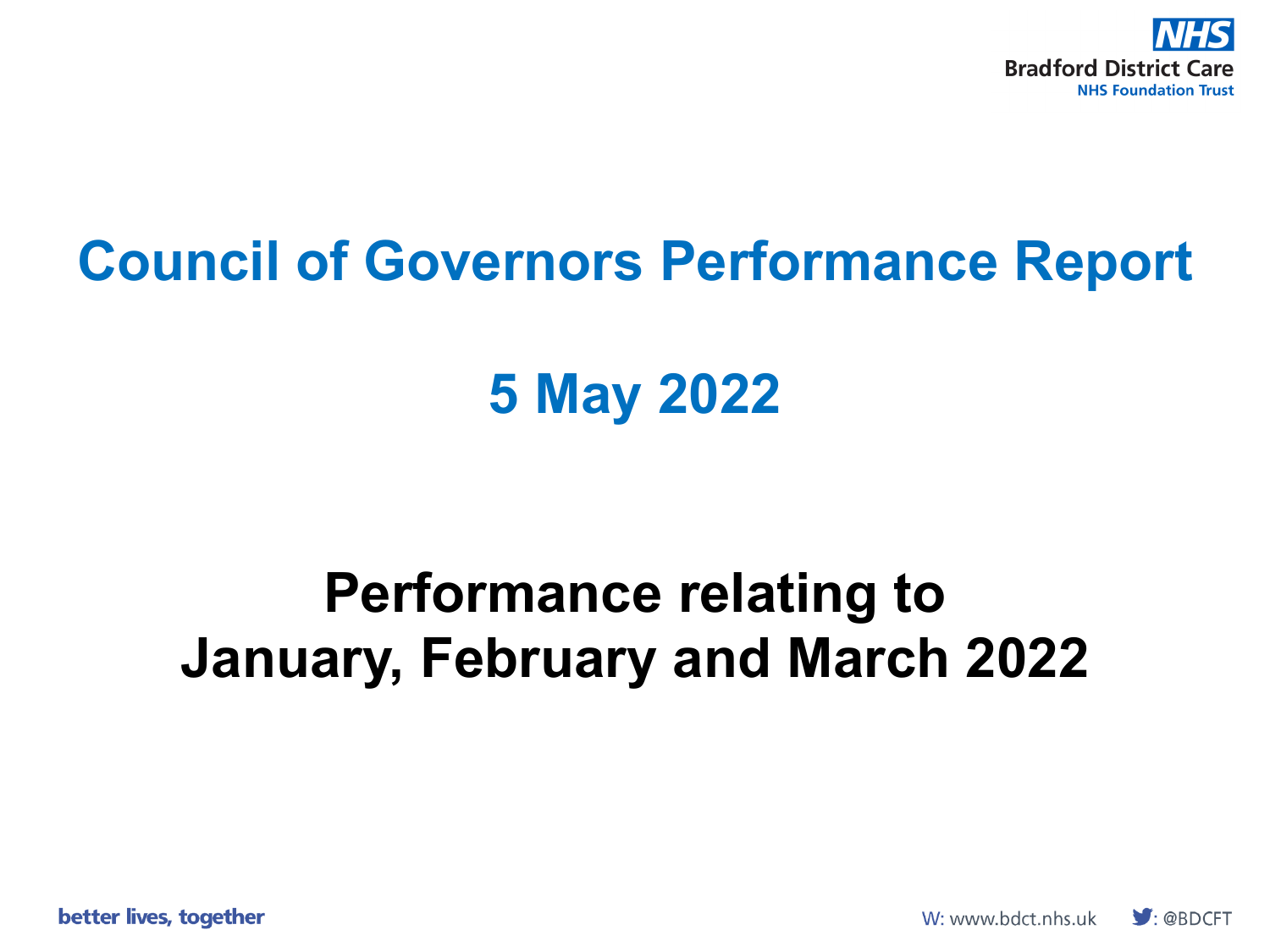# Council of Governors Performance Report

## 5 May 2022

## Performance relating to January, February and March 2022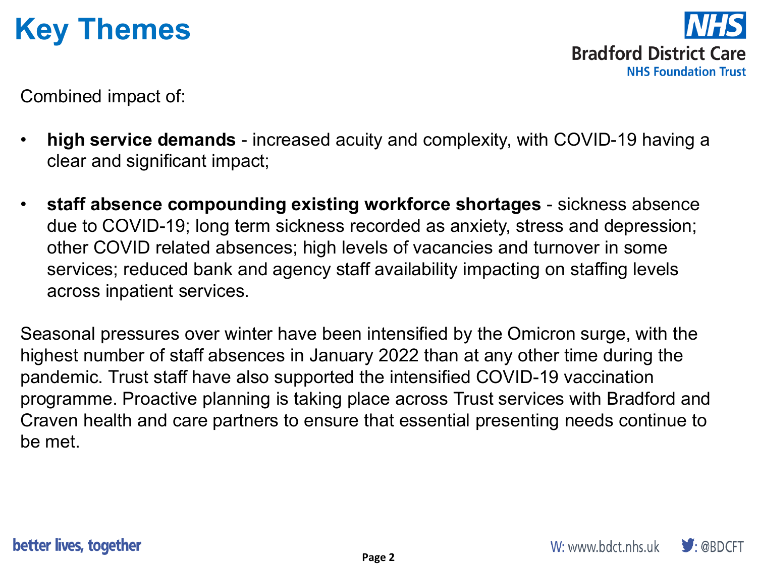# Key Themes

Combined impact of:

- **high service demands** - increased acuity and complexity, with COVID-19 having a clear and significant impact;

- **staff absence compounding existing workforce shortages** - sickness absence due to COVID-19; long term sickness recorded as anxiety, stress and depression; other COVID related absences; high levels of vacancies and turnover in some services; reduced bank and agency staff availability impacting on staffing levels across inpatient services.

Seasonal pressures over winter have been intensified by the Omicron surge, with the highest number of staff absences in January 2022 than at any other time during the pandemic. Trust staff have also supported the intensified COVID-19 vaccination programme. Proactive planning is taking place across Trust services with Bradford and Craven health and care partners to ensure that essential presenting needs continue to be met.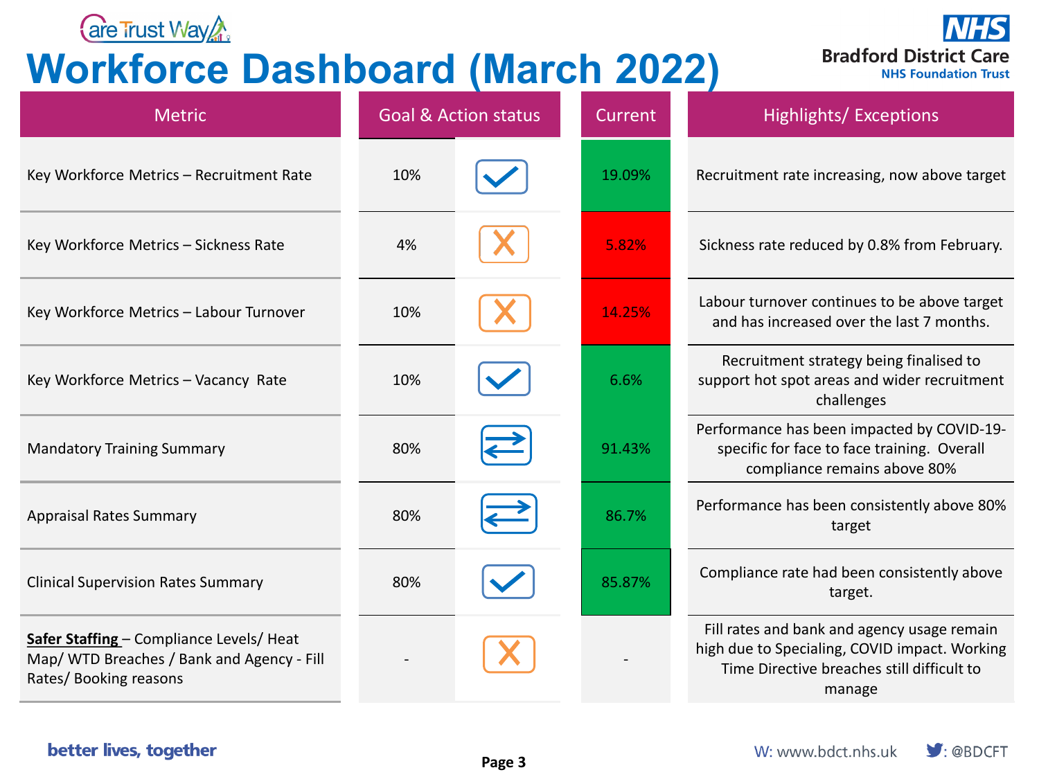# Workforce Dashboard (March 2022)

Bradford District Care NHS Foundation Trust

| Metric | Goal | Action status | Current | Highlights/ Exceptions |
|---|---|---|---|---|
| Key Workforce Metrics – Recruitment Rate | 10% | ✓ | 19.09% | Recruitment rate increasing, now above target |
| Key Workforce Metrics – Sickness Rate | 4% | ✗ | 5.82% | Sickness rate reduced by 0.8% from February. |
| Key Workforce Metrics – Labour Turnover | 10% | ✗ | 14.25% | Labour turnover continues to be above target and has increased over the last 7 months. |
| Key Workforce Metrics – Vacancy Rate | 10% | ✓ | 6.6% | Recruitment strategy being finalised to support hot spot areas and wider recruitment challenges |
| Mandatory Training Summary | 80% | ⇄ | 91.43% | Performance has been impacted by COVID-19- specific for face to face training. Overall compliance remains above 80% |
| Appraisal Rates Summary | 80% | ⇄ | 86.7% | Performance has been consistently above 80% target |
| Clinical Supervision Rates Summary | 80% | ✓ | 85.87% | Compliance rate had been consistently above target. |
| **Safer Staffing** – Compliance Levels/ Heat Map/ WTD Breaches / Bank and Agency - Fill Rates/ Booking reasons | - | ✗ | - | Fill rates and bank and agency usage remain high due to Specialing, COVID impact. Working Time Directive breaches still difficult to manage |

better lives, together

W: www.bdct.nhs.uk : @BDCFT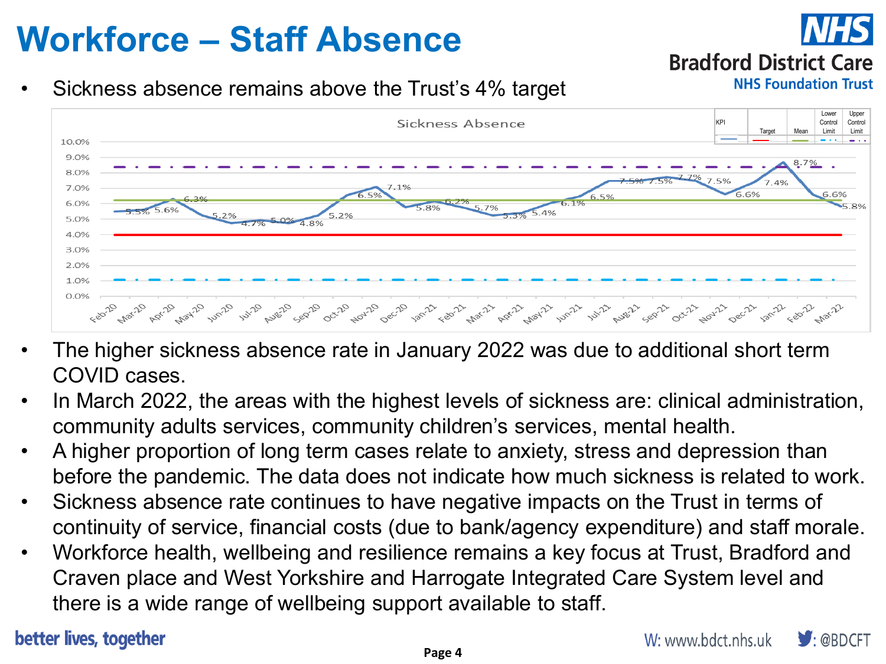# Workforce – Staff Absence

- Sickness absence remains above the Trust's 4% target

**Sickness Absence**

| Month | KPI |
|---|---|
| Feb-20 | 5.5% |
| Mar-20 | 5.6% |
| Apr-20 | 6.3% |
| May-20 | 5.2% |
| Jun-20 | 4.7% |
| Jul-20 | 5.0% |
| Aug-20 | 4.8% |
| Sep-20 | 5.2% |
| Oct-20 | 6.5% |
| Nov-20 | 7.1% |
| Dec-20 | 5.8% |
| Jan-21 | 6.2% |
| Feb-21 | 5.7% |
| Mar-21 | 5.3% |
| Apr-21 | 5.4% |
| May-21 | 6.1% |
| Jun-21 | 6.5% |
| Jul-21 | 7.5% |
| Aug-21 | 7.5% |
| Sep-21 | 7.7% |
| Oct-21 | 7.5% |
| Nov-21 | 6.6% |
| Dec-21 | 7.4% |
| Jan-22 | 8.7% |
| Feb-22 | 6.6% |
| Mar-22 | 5.8% |

Legend: KPI, Target, Mean, Lower Control Limit, Upper Control Limit

- The higher sickness absence rate in January 2022 was due to additional short term COVID cases.
- In March 2022, the areas with the highest levels of sickness are: clinical administration, community adults services, community children's services, mental health.
- A higher proportion of long term cases relate to anxiety, stress and depression than before the pandemic. The data does not indicate how much sickness is related to work.
- Sickness absence rate continues to have negative impacts on the Trust in terms of continuity of service, financial costs (due to bank/agency expenditure) and staff morale.
- Workforce health, wellbeing and resilience remains a key focus at Trust, Bradford and Craven place and West Yorkshire and Harrogate Integrated Care System level and there is a wide range of wellbeing support available to staff.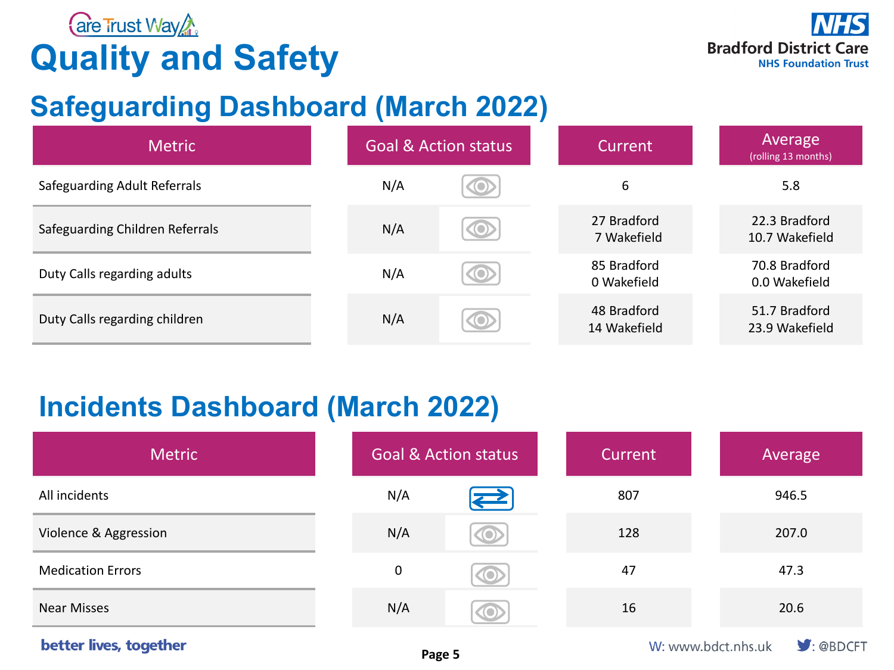# Quality and Safety

## Safeguarding Dashboard (March 2022)

| Metric | Goal & Action status | Current | Average (rolling 13 months) |
|---|---|---|---|
| Safeguarding Adult Referrals | N/A | 6 | 5.8 |
| Safeguarding Children Referrals | N/A | 27 Bradford<br>7 Wakefield | 22.3 Bradford<br>10.7 Wakefield |
| Duty Calls regarding adults | N/A | 85 Bradford<br>0 Wakefield | 70.8 Bradford<br>0.0 Wakefield |
| Duty Calls regarding children | N/A | 48 Bradford<br>14 Wakefield | 51.7 Bradford<br>23.9 Wakefield |

## Incidents Dashboard (March 2022)

| Metric | Goal & Action status | Current | Average |
|---|---|---|---|
| All incidents | N/A | 807 | 946.5 |
| Violence & Aggression | N/A | 128 | 207.0 |
| Medication Errors | 0 | 47 | 47.3 |
| Near Misses | N/A | 16 | 20.6 |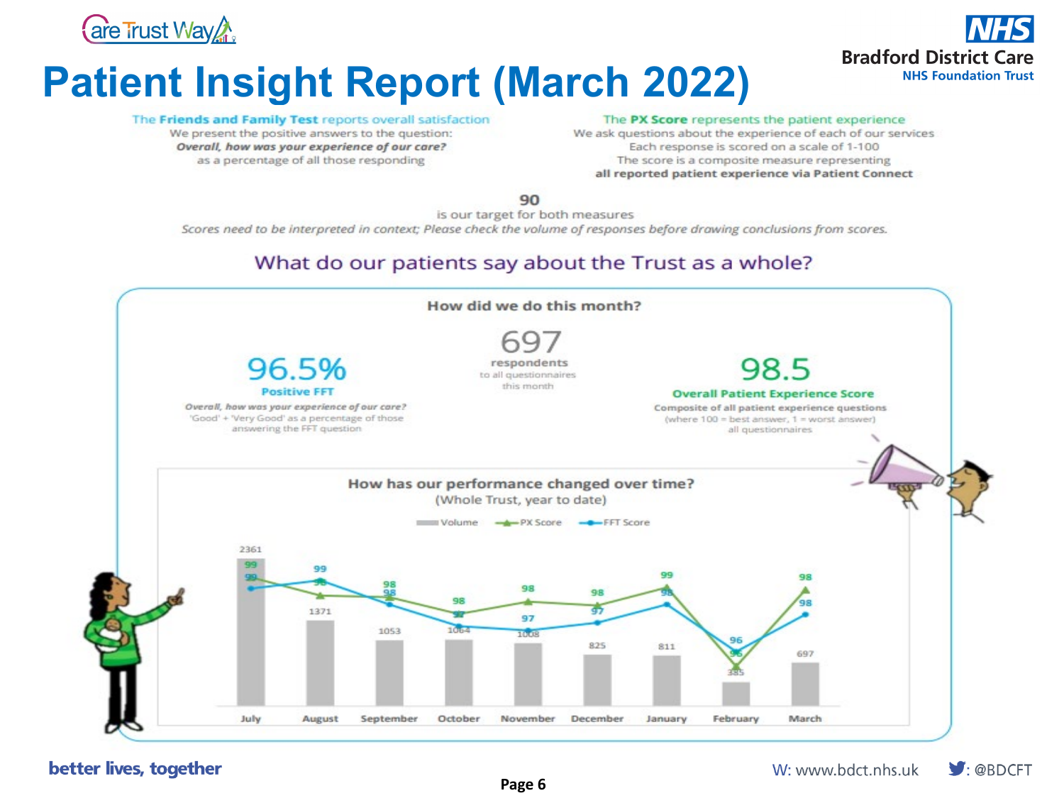# Patient Insight Report (March 2022)

The **Friends and Family Test** reports overall satisfaction
We present the positive answers to the question:
***Overall, how was your experience of our care?***
as a percentage of all those responding

The **PX Score** represents the patient experience
We ask questions about the experience of each of our services
Each response is scored on a scale of 1-100
The score is a composite measure representing
**all reported patient experience via Patient Connect**

**90**
is our target for both measures
*Scores need to be interpreted in context; Please check the volume of responses before drawing conclusions from scores.*

## What do our patients say about the Trust as a whole?

### How did we do this month?

**96.5%**
**Positive FFT**
***Overall, how was your experience of our care?***
'Good' + 'Very Good' as a percentage of those answering the FFT question

**697**
**respondents**
to all questionnaires this month

**98.5**
**Overall Patient Experience Score**
Composite of all patient experience questions
(where 100 = best answer, 1 = worst answer)
all questionnaires

### How has our performance changed over time?
(Whole Trust, year to date)

| Month | Volume | PX Score | FFT Score |
|---|---|---|---|
| July | 2361 | 99 | 98 |
| August | 1371 | 98 | 99 |
| September | 1053 | 98 | 98 |
| October | 1064 | 98 | 97 |
| November | 1008 | 98 | 97 |
| December | 825 | 98 | 97 |
| January | 811 | 99 | 98 |
| February | 385 | 96 | 96 |
| March | 697 | 98 | 98 |

better lives, together

W: www.bdct.nhs.uk    : @BDCFT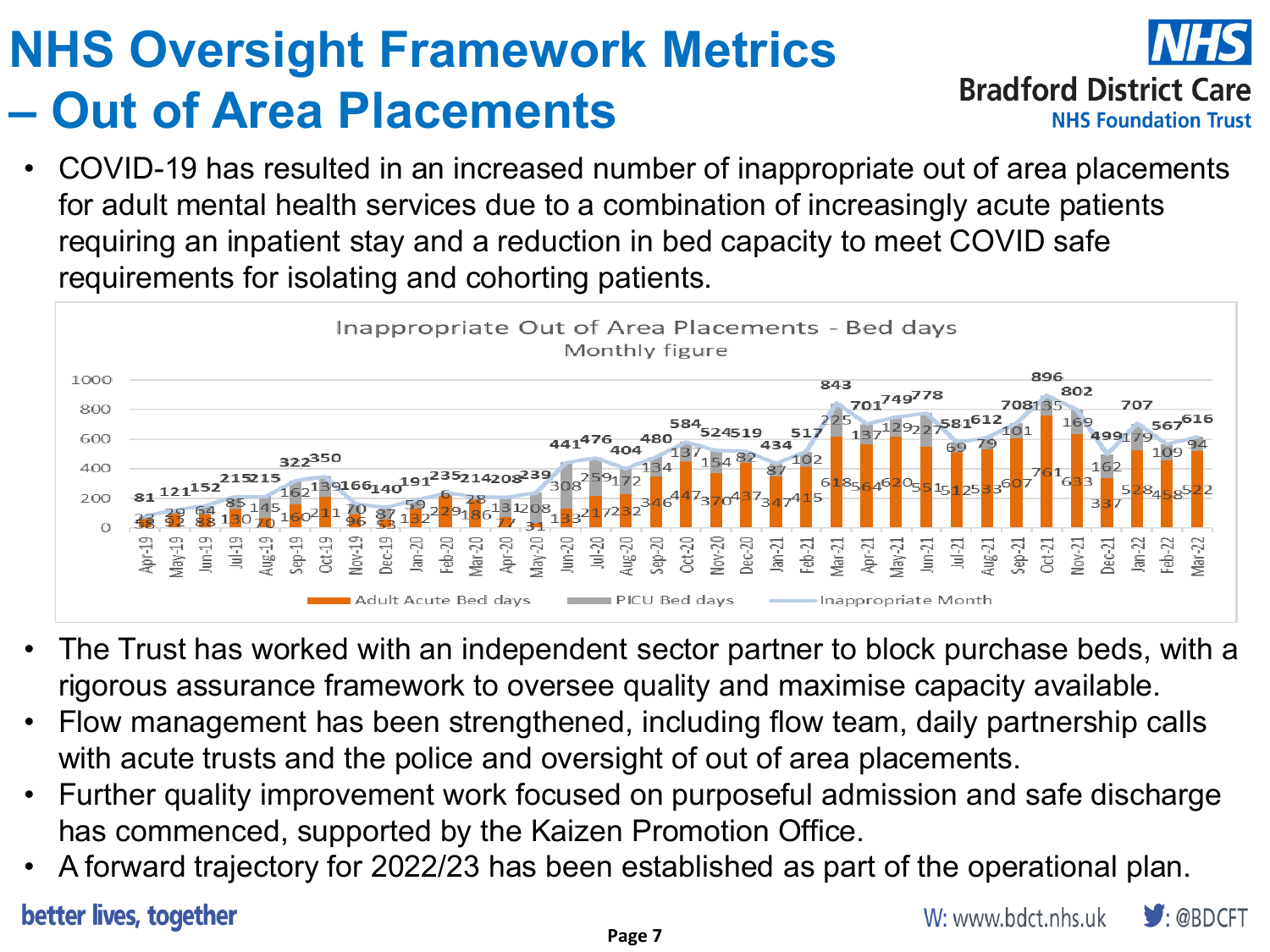# NHS Oversight Framework Metrics – Out of Area Placements

Bradford District Care NHS Foundation Trust

- COVID-19 has resulted in an increased number of inappropriate out of area placements for adult mental health services due to a combination of increasingly acute patients requiring an inpatient stay and a reduction in bed capacity to meet COVID safe requirements for isolating and cohorting patients.

**Inappropriate Out of Area Placements - Bed days**
Monthly figure

| Month | Adult Acute Bed days | PICU Bed days | Inappropriate Month |
|---|---|---|---|
| Apr-19 | 58 | 23 | 81 |
| May-19 | 92 | 29 | 121 |
| Jun-19 | 88 | 64 | 152 |
| Jul-19 | 130 | 85 | 215 |
| Aug-19 | 70 | 145 | 215 |
| Sep-19 | 160 | 162 | 322 |
| Oct-19 | 211 | 139 | 350 |
| Nov-19 | 96 | 70 | 166 |
| Dec-19 | 53 | 87 | 140 |
| Jan-20 | 132 | 59 | 191 |
| Feb-20 | 229 | 6 | 235 |
| Mar-20 | 186 | 28 | 214 |
| Apr-20 | 77 | 131 | 208 |
| May-20 | 31 | 208 | 239 |
| Jun-20 | 133 | 308 | 441 |
| Jul-20 | 217 | 259 | 476 |
| Aug-20 | 232 | 172 | 404 |
| Sep-20 | 346 | 134 | 480 |
| Oct-20 | 447 | 137 | 584 |
| Nov-20 | 370 | 154 | 524 |
| Dec-20 | 437 | 82 | 519 |
| Jan-21 | 347 | 87 | 434 |
| Feb-21 | 415 | 102 | 517 |
| Mar-21 | 618 | 225 | 843 |
| Apr-21 | 564 | 137 | 701 |
| May-21 | 620 | 129 | 749 |
| Jun-21 | 551 | 227 | 778 |
| Jul-21 | 512 | 69 | 581 |
| Aug-21 | 533 | 79 | 612 |
| Sep-21 | 607 | 101 | 708 |
| Oct-21 | 761 | 135 | 896 |
| Nov-21 | 633 | 169 | 802 |
| Dec-21 | 337 | 162 | 499 |
| Jan-22 | 528 | 179 | 707 |
| Feb-22 | 458 | 109 | 567 |
| Mar-22 | 522 | 94 | 616 |

- The Trust has worked with an independent sector partner to block purchase beds, with a rigorous assurance framework to oversee quality and maximise capacity available.
- Flow management has been strengthened, including flow team, daily partnership calls with acute trusts and the police and oversight of out of area placements.
- Further quality improvement work focused on purposeful admission and safe discharge has commenced, supported by the Kaizen Promotion Office.
- A forward trajectory for 2022/23 has been established as part of the operational plan.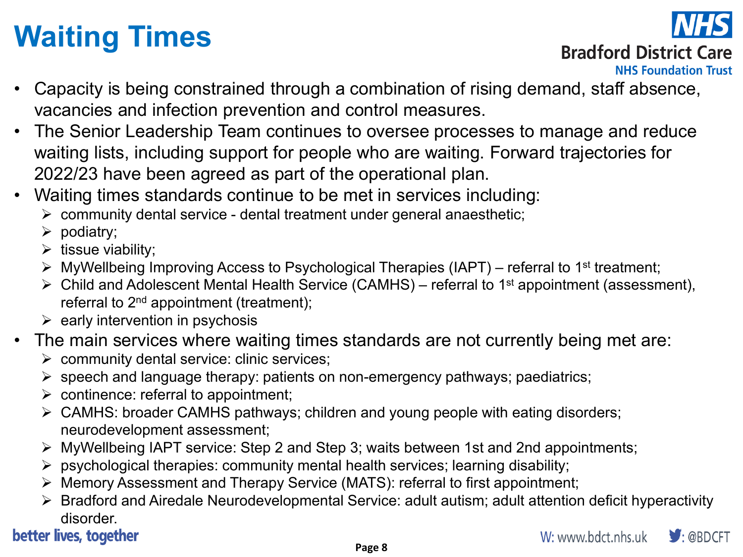# Waiting Times

- Capacity is being constrained through a combination of rising demand, staff absence, vacancies and infection prevention and control measures.
- The Senior Leadership Team continues to oversee processes to manage and reduce waiting lists, including support for people who are waiting. Forward trajectories for 2022/23 have been agreed as part of the operational plan.
- Waiting times standards continue to be met in services including:
  - community dental service - dental treatment under general anaesthetic;
  - podiatry;
  - tissue viability;
  - MyWellbeing Improving Access to Psychological Therapies (IAPT) – referral to 1st treatment;
  - Child and Adolescent Mental Health Service (CAMHS) – referral to 1st appointment (assessment), referral to 2nd appointment (treatment);
  - early intervention in psychosis
- The main services where waiting times standards are not currently being met are:
  - community dental service: clinic services;
  - speech and language therapy: patients on non-emergency pathways; paediatrics;
  - continence: referral to appointment;
  - CAMHS: broader CAMHS pathways; children and young people with eating disorders; neurodevelopment assessment;
  - MyWellbeing IAPT service: Step 2 and Step 3; waits between 1st and 2nd appointments;
  - psychological therapies: community mental health services; learning disability;
  - Memory Assessment and Therapy Service (MATS): referral to first appointment;
  - Bradford and Airedale Neurodevelopmental Service: adult autism; adult attention deficit hyperactivity disorder.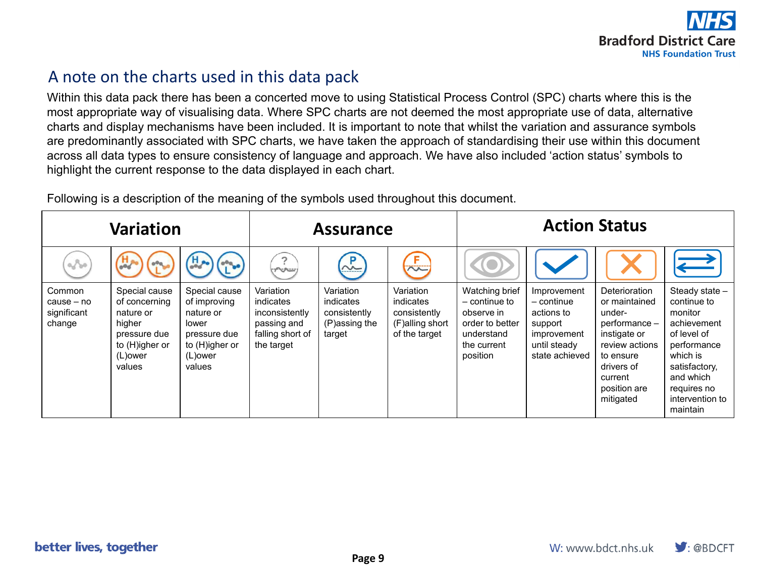## A note on the charts used in this data pack

Within this data pack there has been a concerted move to using Statistical Process Control (SPC) charts where this is the most appropriate way of visualising data. Where SPC charts are not deemed the most appropriate use of data, alternative charts and display mechanisms have been included. It is important to note that whilst the variation and assurance symbols are predominantly associated with SPC charts, we have taken the approach of standardising their use within this document across all data types to ensure consistency of language and approach. We have also included 'action status' symbols to highlight the current response to the data displayed in each chart.

Following is a description of the meaning of the symbols used throughout this document.

| Variation | | | Assurance | | | Action Status | | | |
|---|---|---|---|---|---|---|---|---|---|
| Common cause – no significant change | Special cause of concerning nature or higher pressure due to (H)igher or (L)ower values | Special cause of improving nature or lower pressure due to (H)igher or (L)ower values | Variation indicates inconsistently passing and falling short of the target | Variation indicates consistently (P)assing the target | Variation indicates consistently (F)alling short of the target | Watching brief – continue to observe in order to better understand the current position | Improvement – continue actions to support improvement until steady state achieved | Deterioration or maintained under-performance – instigate or review actions to ensure drivers of current position are mitigated | Steady state – continue to monitor achievement of level of performance which is satisfactory, and which requires no intervention to maintain |